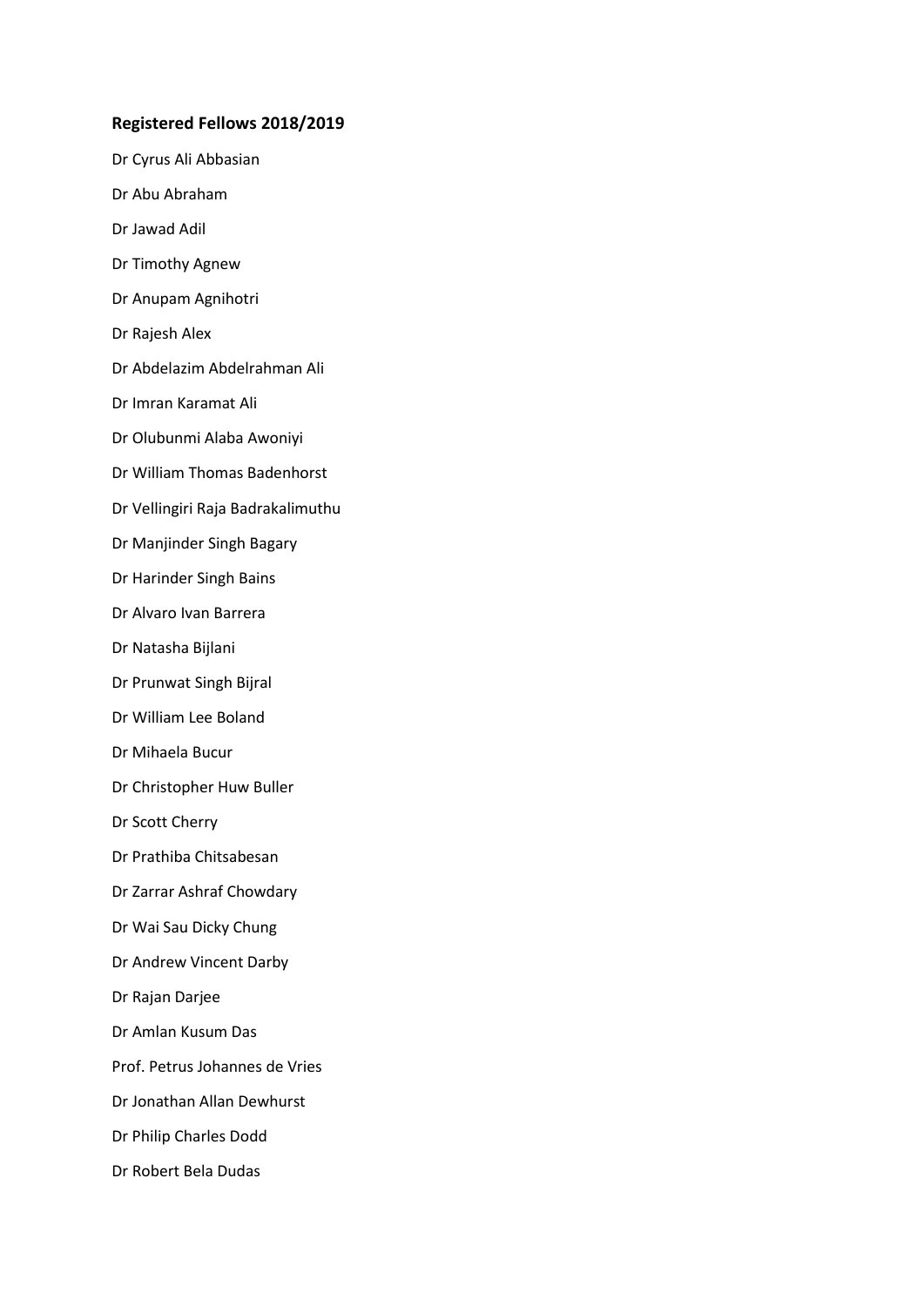**Registered Fellows 2018/2019**

Dr Cyrus Ali Abbasian

Dr Abu Abraham

Dr Jawad Adil

Dr Timothy Agnew

Dr Anupam Agnihotri

Dr Rajesh Alex

Dr Abdelazim Abdelrahman Ali

Dr Imran Karamat Ali

Dr Olubunmi Alaba Awoniyi

Dr William Thomas Badenhorst

Dr Vellingiri Raja Badrakalimuthu

Dr Manjinder Singh Bagary

Dr Harinder Singh Bains

Dr Alvaro Ivan Barrera

Dr Natasha Bijlani

Dr Prunwat Singh Bijral

Dr William Lee Boland

Dr Mihaela Bucur

Dr Christopher Huw Buller

Dr Scott Cherry

Dr Prathiba Chitsabesan

Dr Zarrar Ashraf Chowdary

Dr Wai Sau Dicky Chung

Dr Andrew Vincent Darby

Dr Rajan Darjee

Dr Amlan Kusum Das

Prof. Petrus Johannes de Vries

Dr Jonathan Allan Dewhurst

Dr Philip Charles Dodd

Dr Robert Bela Dudas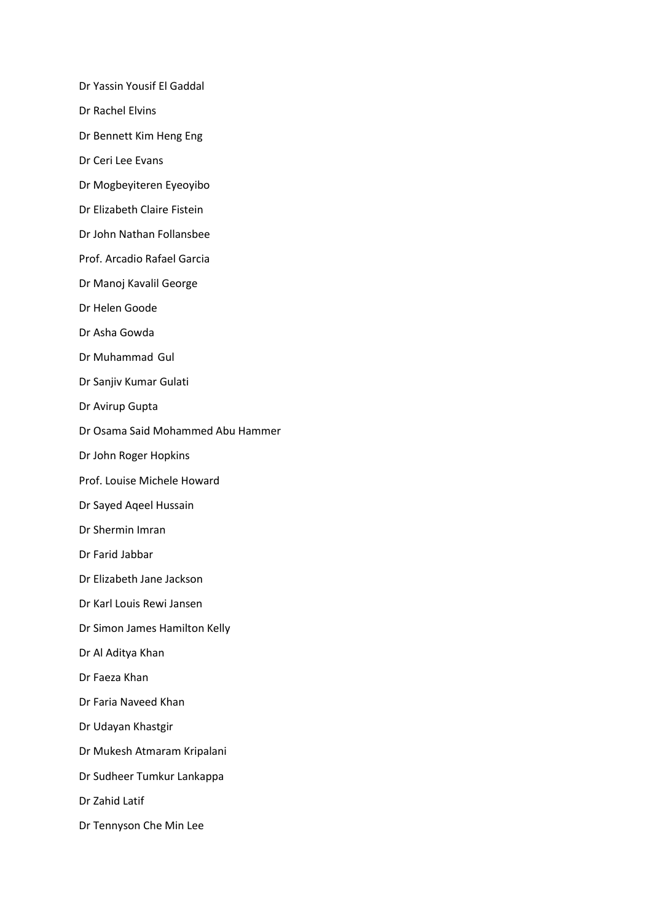Dr Yassin Yousif El Gaddal

Dr Rachel Elvins

Dr Bennett Kim Heng Eng

Dr Ceri Lee Evans

Dr Mogbeyiteren Eyeoyibo

Dr Elizabeth Claire Fistein

Dr John Nathan Follansbee

Prof. Arcadio Rafael Garcia

Dr Manoj Kavalil George

Dr Helen Goode

Dr Asha Gowda

Dr Muhammad Gul

Dr Sanjiv Kumar Gulati

Dr Avirup Gupta

Dr Osama Said Mohammed Abu Hammer

Dr John Roger Hopkins

Prof. Louise Michele Howard

Dr Sayed Aqeel Hussain

Dr Shermin Imran

Dr Farid Jabbar

Dr Elizabeth Jane Jackson

Dr Karl Louis Rewi Jansen

Dr Simon James Hamilton Kelly

Dr Al Aditya Khan

Dr Faeza Khan

Dr Faria Naveed Khan

Dr Udayan Khastgir

Dr Mukesh Atmaram Kripalani

Dr Sudheer Tumkur Lankappa

Dr Zahid Latif

Dr Tennyson Che Min Lee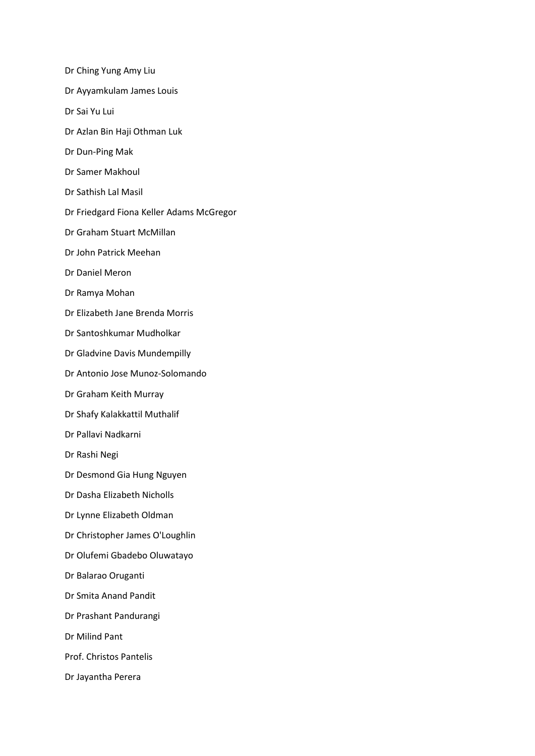Dr Ching Yung Amy Liu

Dr Ayyamkulam James Louis

Dr Sai Yu Lui

Dr Azlan Bin Haji Othman Luk

Dr Dun-Ping Mak

Dr Samer Makhoul

Dr Sathish Lal Masil

Dr Friedgard Fiona Keller Adams McGregor

Dr Graham Stuart McMillan

Dr John Patrick Meehan

Dr Daniel Meron

Dr Ramya Mohan

Dr Elizabeth Jane Brenda Morris

Dr Santoshkumar Mudholkar

Dr Gladvine Davis Mundempilly

Dr Antonio Jose Munoz-Solomando

Dr Graham Keith Murray

Dr Shafy Kalakkattil Muthalif

Dr Pallavi Nadkarni

Dr Rashi Negi

Dr Desmond Gia Hung Nguyen

Dr Dasha Elizabeth Nicholls

Dr Lynne Elizabeth Oldman

Dr Christopher James O'Loughlin

Dr Olufemi Gbadebo Oluwatayo

Dr Balarao Oruganti

Dr Smita Anand Pandit

Dr Prashant Pandurangi

Dr Milind Pant

Prof. Christos Pantelis

Dr Jayantha Perera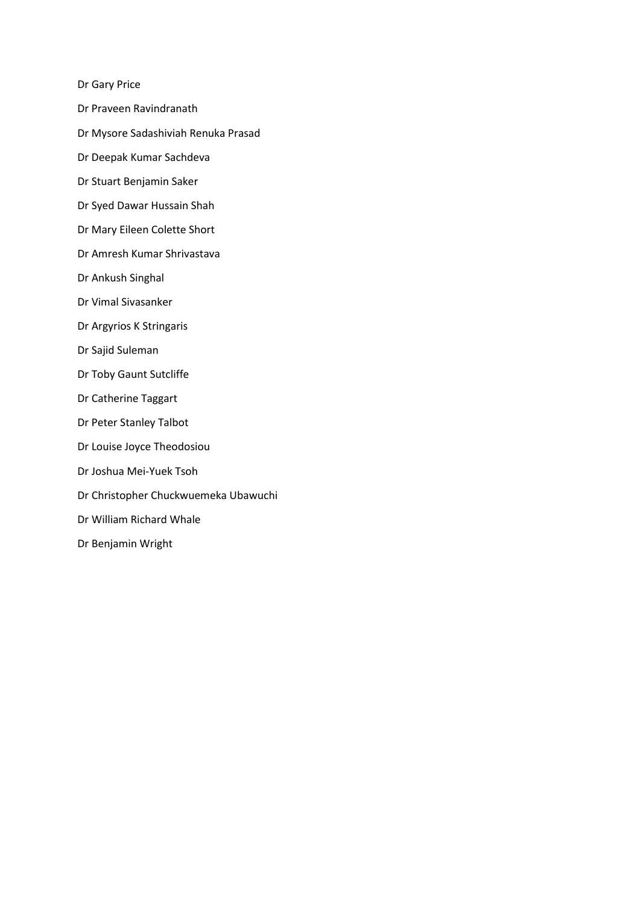Dr Gary Price

Dr Praveen Ravindranath

Dr Mysore Sadashiviah Renuka Prasad

Dr Deepak Kumar Sachdeva

Dr Stuart Benjamin Saker

Dr Syed Dawar Hussain Shah

Dr Mary Eileen Colette Short

Dr Amresh Kumar Shrivastava

Dr Ankush Singhal

Dr Vimal Sivasanker

Dr Argyrios K Stringaris

Dr Sajid Suleman

Dr Toby Gaunt Sutcliffe

Dr Catherine Taggart

Dr Peter Stanley Talbot

Dr Louise Joyce Theodosiou

Dr Joshua Mei-Yuek Tsoh

Dr Christopher Chuckwuemeka Ubawuchi

Dr William Richard Whale

Dr Benjamin Wright